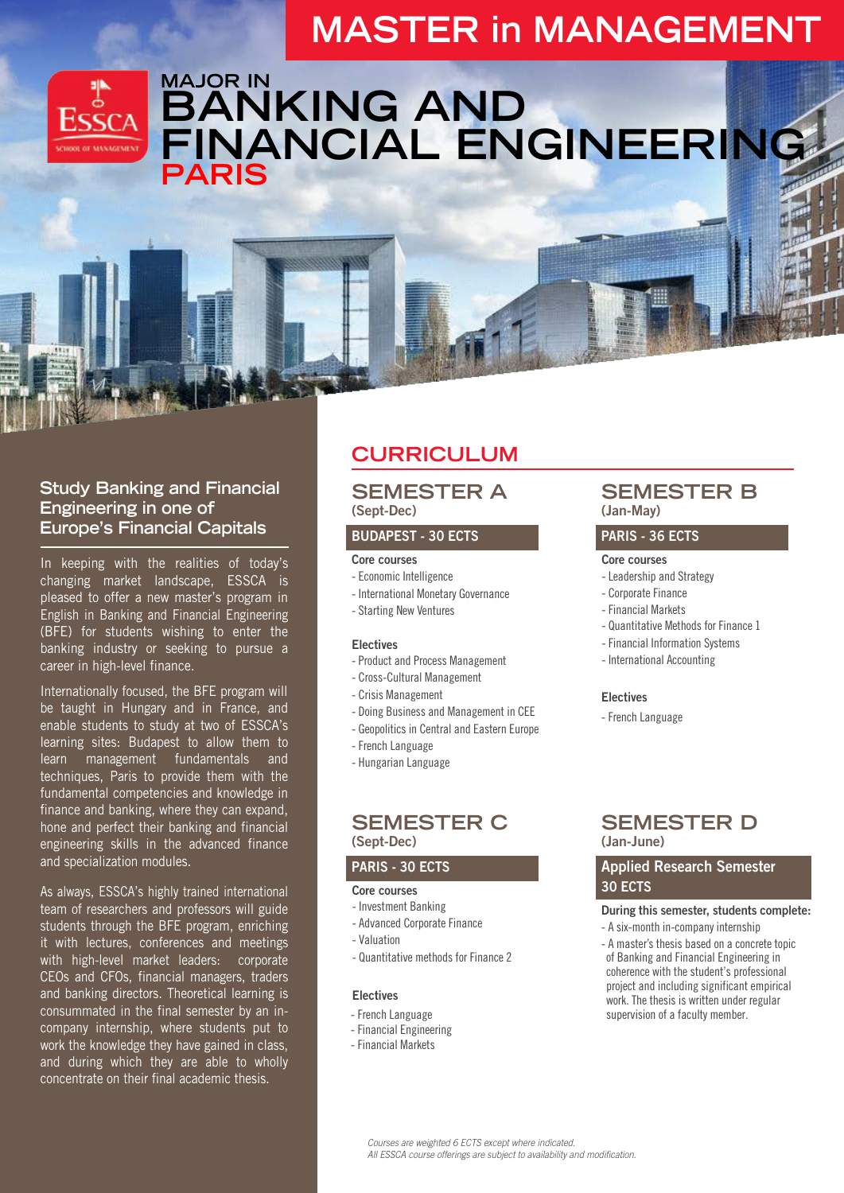# MASTER in MANAGEMENT

## MAJOR IN BANKING AND FINANCIAL ENGINEERING PARIS

### Study Banking and Financial Engineering in one of Europe's Financial Capitals

In keeping with the realities of today's changing market landscape, ESSCA is pleased to offer a new master's program in English in Banking and Financial Engineering (BFE) for students wishing to enter the banking industry or seeking to pursue a career in high-level finance.

Internationally focused, the BFE program will be taught in Hungary and in France, and enable students to study at two of ESSCA's learning sites: Budapest to allow them to learn management fundamentals and techniques, Paris to provide them with the fundamental competencies and knowledge in finance and banking, where they can expand, hone and perfect their banking and financial engineering skills in the advanced finance and specialization modules.

As always, ESSCA's highly trained international team of researchers and professors will guide students through the BFE program, enriching it with lectures, conferences and meetings with high-level market leaders: corporate CEOs and CFOs, financial managers, traders and banking directors. Theoretical learning is consummated in the final semester by an in-company internship, where students put to work the knowledge they have gained in class, and during which they are able to wholly concentrate on their final academic thesis.

## CURRICULUM

### SEMESTER A
(Sept-Dec)

**BUDAPEST - 30 ECTS**

**Core courses**
- Economic Intelligence
- International Monetary Governance
- Starting New Ventures

**Electives**
- Product and Process Management
- Cross-Cultural Management
- Crisis Management
- Doing Business and Management in CEE
- Geopolitics in Central and Eastern Europe
- French Language
- Hungarian Language

### SEMESTER B
(Jan-May)

**PARIS - 36 ECTS**

**Core courses**
- Leadership and Strategy
- Corporate Finance
- Financial Markets
- Quantitative Methods for Finance 1
- Financial Information Systems
- International Accounting

**Electives**
- French Language

### SEMESTER C
(Sept-Dec)

**PARIS - 30 ECTS**

**Core courses**
- Investment Banking
- Advanced Corporate Finance
- Valuation
- Quantitative methods for Finance 2

**Electives**
- French Language
- Financial Engineering
- Financial Markets

### SEMESTER D
(Jan-June)

**Applied Research Semester 30 ECTS**

**During this semester, students complete:**
- A six-month in-company internship
- A master's thesis based on a concrete topic of Banking and Financial Engineering in coherence with the student's professional project and including significant empirical work. The thesis is written under regular supervision of a faculty member.

*Courses are weighted 6 ECTS except where indicated.*
*All ESSCA course offerings are subject to availability and modification.*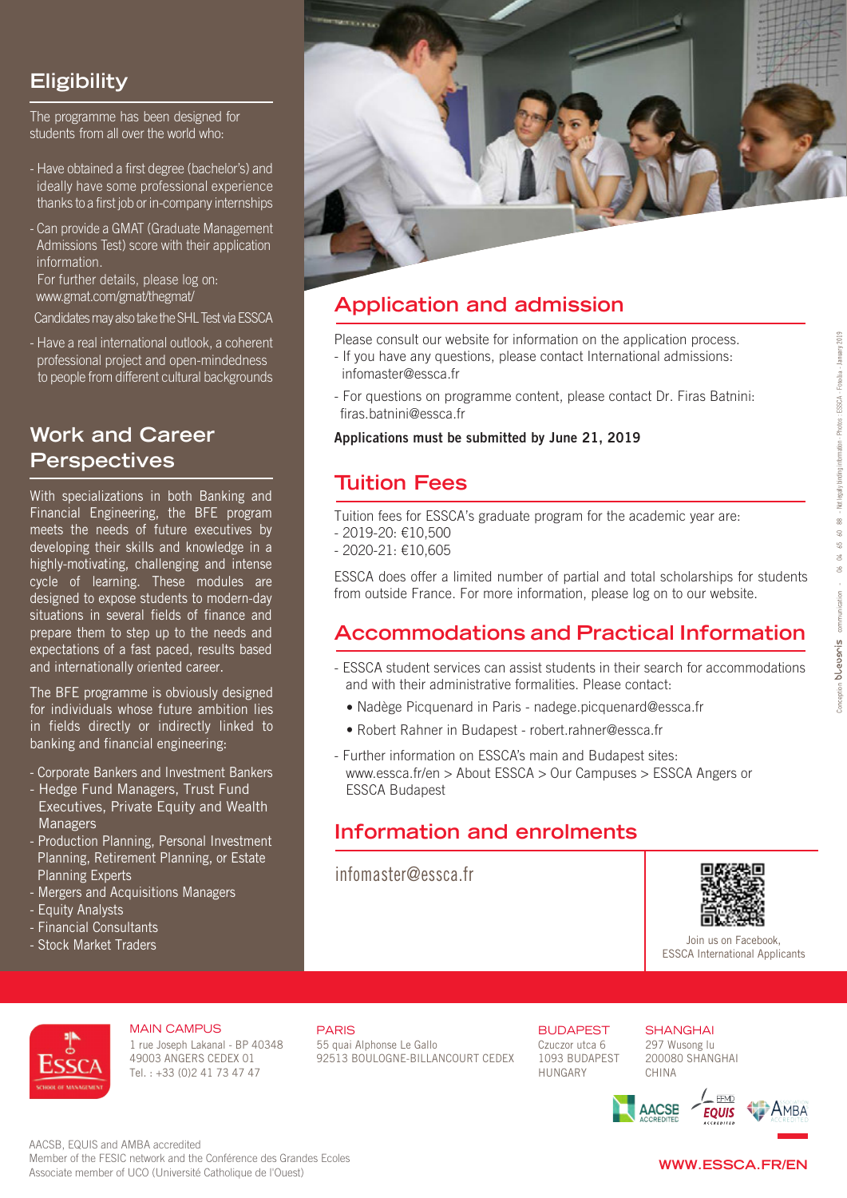## Eligibility

The programme has been designed for students from all over the world who:

- Have obtained a first degree (bachelor's) and ideally have some professional experience thanks to a first job or in-company internships
- Can provide a GMAT (Graduate Management Admissions Test) score with their application information.
  For further details, please log on: www.gmat.com/gmat/thegmat/

  Candidates may also take the SHL Test via ESSCA
- Have a real international outlook, a coherent professional project and open-mindedness to people from different cultural backgrounds

## Work and Career Perspectives

With specializations in both Banking and Financial Engineering, the BFE program meets the needs of future executives by developing their skills and knowledge in a highly-motivating, challenging and intense cycle of learning. These modules are designed to expose students to modern-day situations in several fields of finance and prepare them to step up to the needs and expectations of a fast paced, results based and internationally oriented career.

The BFE programme is obviously designed for individuals whose future ambition lies in fields directly or indirectly linked to banking and financial engineering:

- Corporate Bankers and Investment Bankers
- Hedge Fund Managers, Trust Fund Executives, Private Equity and Wealth Managers
- Production Planning, Personal Investment Planning, Retirement Planning, or Estate Planning Experts
- Mergers and Acquisitions Managers
- Equity Analysts
- Financial Consultants
- Stock Market Traders

## Application and admission

Please consult our website for information on the application process.

- If you have any questions, please contact International admissions: infomaster@essca.fr
- For questions on programme content, please contact Dr. Firas Batnini: firas.batnini@essca.fr

**Applications must be submitted by June 21, 2019**

## Tuition Fees

Tuition fees for ESSCA's graduate program for the academic year are:

- 2019-20: €10,500
- 2020-21: €10,605

ESSCA does offer a limited number of partial and total scholarships for students from outside France. For more information, please log on to our website.

## Accommodations and Practical Information

- ESSCA student services can assist students in their search for accommodations and with their administrative formalities. Please contact:
  - Nadège Picquenard in Paris - nadege.picquenard@essca.fr
  - Robert Rahner in Budapest - robert.rahner@essca.fr
- Further information on ESSCA's main and Budapest sites: www.essca.fr/en > About ESSCA > Our Campuses > ESSCA Angers or ESSCA Budapest

## Information and enrolments

infomaster@essca.fr

Join us on Facebook, ESSCA International Applicants

**MAIN CAMPUS**
1 rue Joseph Lakanal - BP 40348
49003 ANGERS CEDEX 01
Tel. : +33 (0)2 41 73 47 47

**PARIS**
55 quai Alphonse Le Gallo
92513 BOULOGNE-BILLANCOURT CEDEX

**BUDAPEST**
Czuczor utca 6
1093 BUDAPEST
HUNGARY

**SHANGHAI**
297 Wusong lu
200080 SHANGHAI
CHINA

AACSB, EQUIS and AMBA accredited
Member of the FESIC network and the Conférence des Grandes Ecoles
Associate member of UCO (Université Catholique de l'Ouest)

WWW.ESSCA.FR/EN

Conception bleuenis communication - 06 04 65 60 88 - Not legally binding information - Photos : ESSCA - Fotolia - January 2019